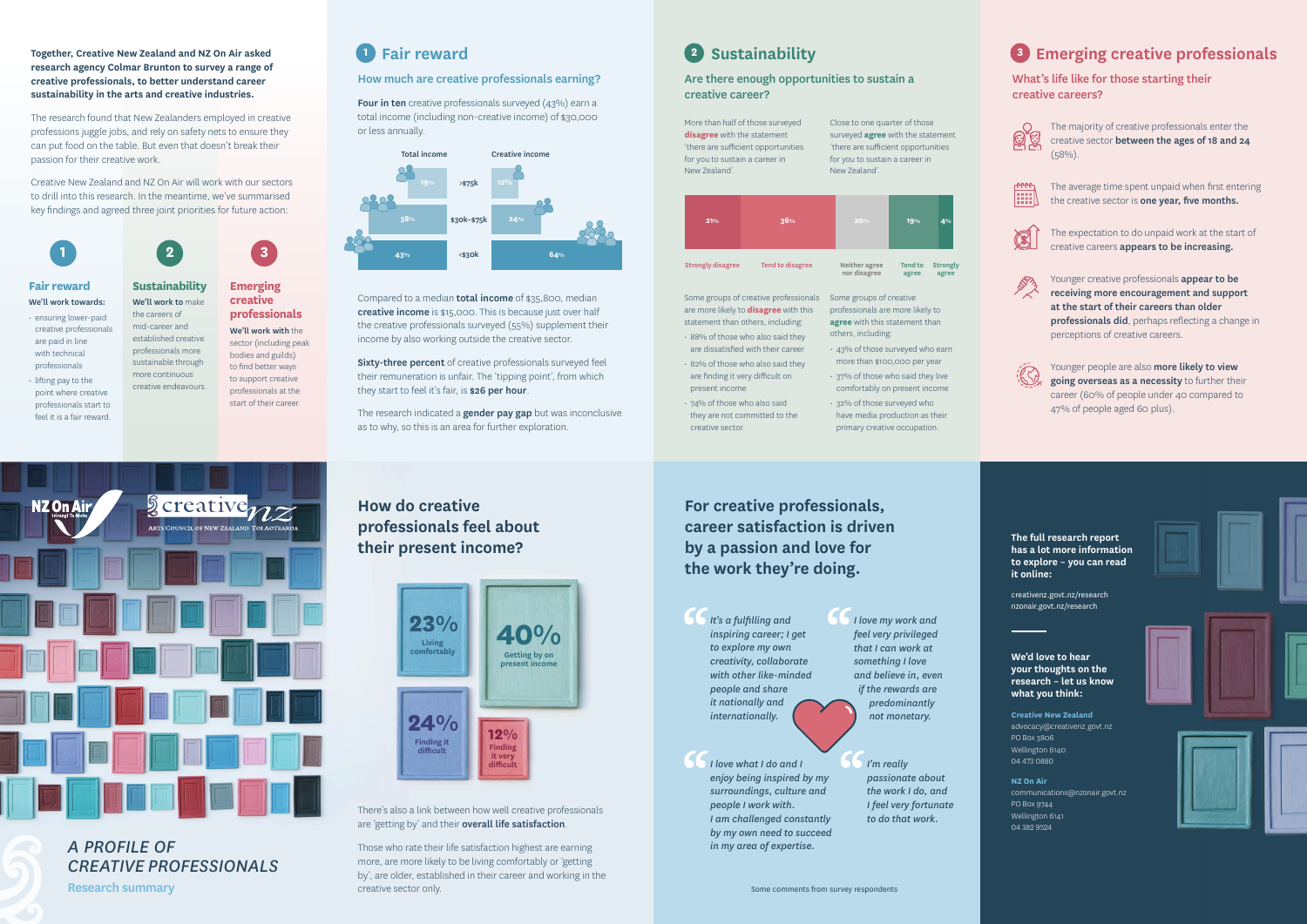**Together, Creative New Zealand and NZ On Air asked research agency Colmar Brunton to survey a range of creative professionals, to better understand career sustainability in the arts and creative industries.**

The research found that New Zealanders employed in creative professions juggle jobs, and rely on safety nets to ensure they can put food on the table. But even that doesn't break their passion for their creative work.

Creative New Zealand and NZ On Air will work with our sectors to drill into this research. In the meantime, we've summarised key findings and agreed three joint priorities for future action:

**1 Fair reward**

**We'll work towards:**

- ensuring lower-paid creative professionals are paid in line with technical professionals
- lifting pay to the point where creative professionals start to feel it is a fair reward.

**2 Sustainability**

**We'll work to** make the careers of mid-career and established creative professionals more sustainable through more continuous creative endeavours.

**3 Emerging creative professionals**

**We'll work with** the sector (including peak bodies and guilds) to find better ways to support creative professionals at the start of their career.

## 1 Fair reward

### How much are creative professionals earning?

**Four in ten** creative professionals surveyed (43%) earn a total income (including non-creative income) of $30,000 or less annually.

| | Total income | Creative income |
|---|---|---|
| >$75k | 19% | 12% |
| $30k–$75k | 38% | 24% |
| <$30k | 43% | 64% |

Compared to a median **total income** of $35,800, median **creative income** is $15,000. This is because just over half the creative professionals surveyed (55%) supplement their income by also working outside the creative sector.

**Sixty-three percent** of creative professionals surveyed feel their remuneration is unfair. The 'tipping point', from which they start to feel it's fair, is **$26 per hour**.

The research indicated a **gender pay gap** but was inconclusive as to why, so this is an area for further exploration.

## 2 Sustainability

### Are there enough opportunities to sustain a creative career?

More than half of those surveyed **disagree** with the statement 'there are sufficient opportunities for you to sustain a career in New Zealand'.

Close to one quarter of those surveyed **agree** with the statement 'there are sufficient opportunities for you to sustain a career in New Zealand'.

| Strongly disagree | Tend to disagree | Neither agree nor disagree | Tend to agree | Strongly agree |
|---|---|---|---|---|
| 21% | 36% | 20% | 19% | 4% |

Some groups of creative professionals are more likely to **disagree** with this statement than others, including:

- 88% of those who also said they are dissatisfied with their career
- 82% of those who also said they are finding it very difficult on present income
- 74% of those who also said they are not committed to the creative sector.

Some groups of creative professionals are more likely to **agree** with this statement than others, including:

- 43% of those surveyed who earn more than $100,000 per year
- 37% of those who said they live comfortably on present income
- 32% of those surveyed who have media production as their primary creative occupation.

## 3 Emerging creative professionals

### What's life like for those starting their creative careers?

The majority of creative professionals enter the creative sector **between the ages of 18 and 24** (58%).

The average time spent unpaid when first entering the creative sector is **one year, five months.**

The expectation to do unpaid work at the start of creative careers **appears to be increasing.**

Younger creative professionals **appear to be receiving more encouragement and support at the start of their careers than older professionals did**, perhaps reflecting a change in perceptions of creative careers.

Younger people are also **more likely to view going overseas as a necessity** to further their career (60% of people under 40 compared to 47% of people aged 60 plus).

NZ On Air — Irirangi Te Motu

Creative NZ — Arts Council of New Zealand Toi Aotearoa

# A PROFILE OF CREATIVE PROFESSIONALS

Research summary

## How do creative professionals feel about their present income?

- **23%** Living comfortably
- **40%** Getting by on present income
- **24%** Finding it difficult
- **12%** Finding it very difficult

There's also a link between how well creative professionals are 'getting by' and their **overall life satisfaction**.

Those who rate their life satisfaction highest are earning more, are more likely to be living comfortably or 'getting by', are older, established in their career and working in the creative sector only.

## For creative professionals, career satisfaction is driven by a passion and love for the work they're doing.

> *It's a fulfilling and inspiring career; I get to explore my own creativity, collaborate with other like-minded people and share it nationally and internationally.*

> *I love my work and feel very privileged that I can work at something I love and believe in, even if the rewards are predominantly not monetary.*

> *I love what I do and I enjoy being inspired by my surroundings, culture and people I work with. I am challenged constantly by my own need to succeed in my area of expertise.*

> *I'm really passionate about the work I do, and I feel very fortunate to do that work.*

Some comments from survey respondents

**The full research report has a lot more information to explore – you can read it online:**

creativenz.govt.nz/research
nzonair.govt.nz/research

**We'd love to hear your thoughts on the research – let us know what you think:**

**Creative New Zealand**
advocacy@creativenz.govt.nz
PO Box 3806
Wellington 6140
04 473 0880

**NZ On Air**
communications@nzonair.govt.nz
PO Box 9744
Wellington 6141
04 382 9524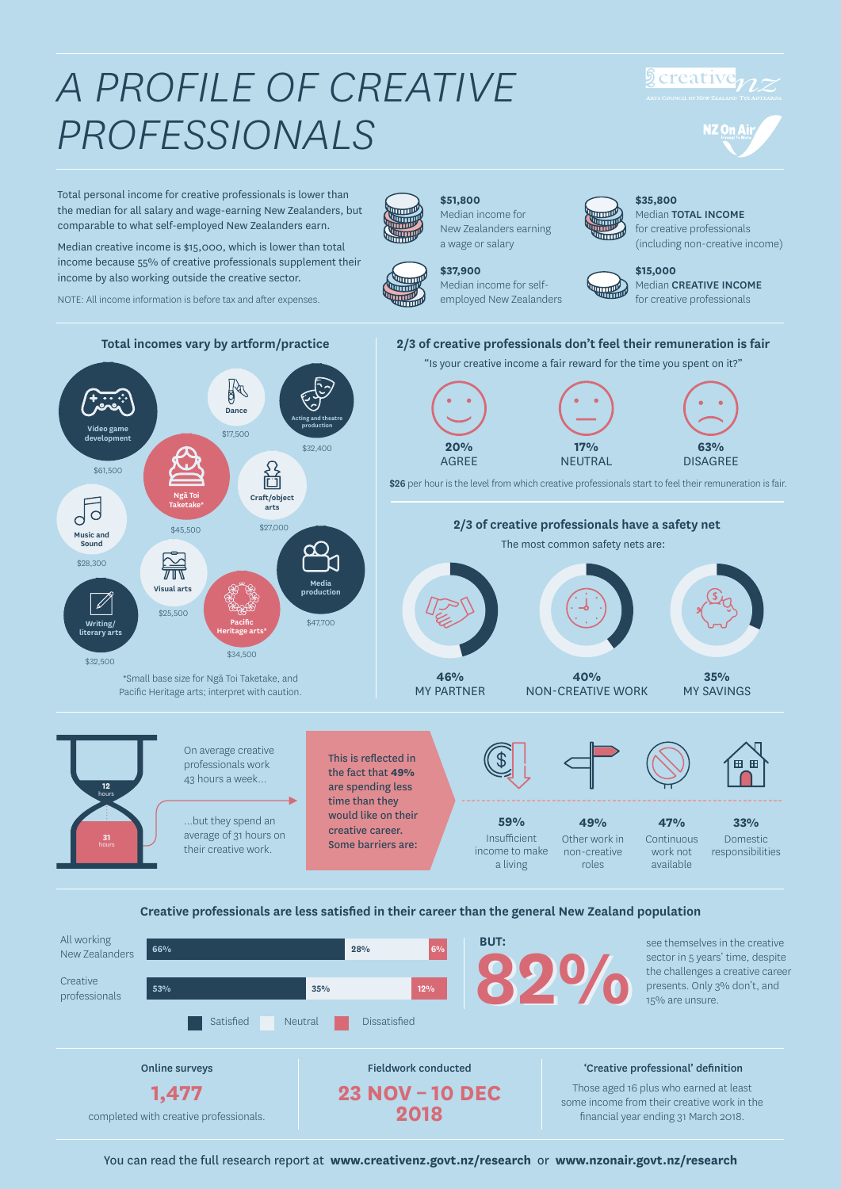# A PROFILE OF CREATIVE PROFESSIONALS

creative nz
Arts Council of New Zealand Toi Aotearoa

NZ On Air

Total personal income for creative professionals is lower than the median for all salary and wage-earning New Zealanders, but comparable to what self-employed New Zealanders earn.

Median creative income is $15,000, which is lower than total income because 55% of creative professionals supplement their income by also working outside the creative sector.

NOTE: All income information is before tax and after expenses.

**$51,800**
Median income for New Zealanders earning a wage or salary

**$37,900**
Median income for self-employed New Zealanders

**$35,800**
Median **TOTAL INCOME** for creative professionals (including non-creative income)

**$15,000**
Median **CREATIVE INCOME** for creative professionals

## Total incomes vary by artform/practice

Video game development
$61,500

Dance
$17,500

Acting and theatre production
$32,400

Ngā Toi Taketake*
$45,500

Craft/object arts
$27,000

Music and Sound
$28,300

Visual arts
$25,500

Media production
$47,700

Writing/literary arts
$32,500

Pacific Heritage arts*
$34,500

*Small base size for Ngā Toi Taketake, and Pacific Heritage arts; interpret with caution.

## 2/3 of creative professionals don't feel their remuneration is fair

"Is your creative income a fair reward for the time you spent on it?"

**20%** AGREE

**17%** NEUTRAL

**63%** DISAGREE

**$26** per hour is the level from which creative professionals start to feel their remuneration is fair.

## 2/3 of creative professionals have a safety net

The most common safety nets are:

**46%** MY PARTNER

**40%** NON-CREATIVE WORK

**35%** MY SAVINGS

12 hours

31 hours

On average creative professionals work 43 hours a week...

...but they spend an average of 31 hours on their creative work.

This is reflected in the fact that **49%** are spending less time than they would like on their creative career. Some barriers are:

**59%** Insufficient income to make a living

**49%** Other work in non-creative roles

**47%** Continuous work not available

**33%** Domestic responsibilities

## Creative professionals are less satisfied in their career than the general New Zealand population

All working New Zealanders: 66% | 28% | 6%

Creative professionals: 53% | 35% | 12%

Satisfied | Neutral | Dissatisfied

**BUT:**

**82%**

see themselves in the creative sector in 5 years' time, despite the challenges a creative career presents. Only 3% don't, and 15% are unsure.

**Online surveys**

**1,477**

completed with creative professionals.

**Fieldwork conducted**

**23 NOV – 10 DEC 2018**

**'Creative professional' definition**

Those aged 16 plus who earned at least some income from their creative work in the financial year ending 31 March 2018.

You can read the full research report at **www.creativenz.govt.nz/research** or **www.nzonair.govt.nz/research**